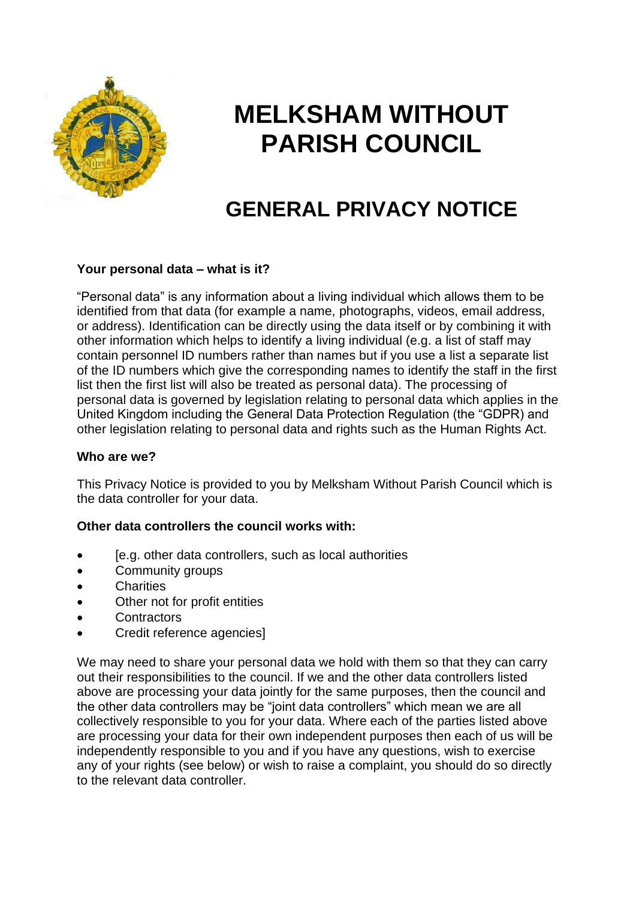# MELKSHAM WITHOUT PARISH COUNCIL

## GENERAL PRIVACY NOTICE

**Your personal data – what is it?**

"Personal data" is any information about a living individual which allows them to be identified from that data (for example a name, photographs, videos, email address, or address). Identification can be directly using the data itself or by combining it with other information which helps to identify a living individual (e.g. a list of staff may contain personnel ID numbers rather than names but if you use a list a separate list of the ID numbers which give the corresponding names to identify the staff in the first list then the first list will also be treated as personal data). The processing of personal data is governed by legislation relating to personal data which applies in the United Kingdom including the General Data Protection Regulation (the "GDPR) and other legislation relating to personal data and rights such as the Human Rights Act.

**Who are we?**

This Privacy Notice is provided to you by Melksham Without Parish Council which is the data controller for your data.

**Other data controllers the council works with:**

- [e.g. other data controllers, such as local authorities
- Community groups
- Charities
- Other not for profit entities
- Contractors
- Credit reference agencies]

We may need to share your personal data we hold with them so that they can carry out their responsibilities to the council. If we and the other data controllers listed above are processing your data jointly for the same purposes, then the council and the other data controllers may be "joint data controllers" which mean we are all collectively responsible to you for your data. Where each of the parties listed above are processing your data for their own independent purposes then each of us will be independently responsible to you and if you have any questions, wish to exercise any of your rights (see below) or wish to raise a complaint, you should do so directly to the relevant data controller.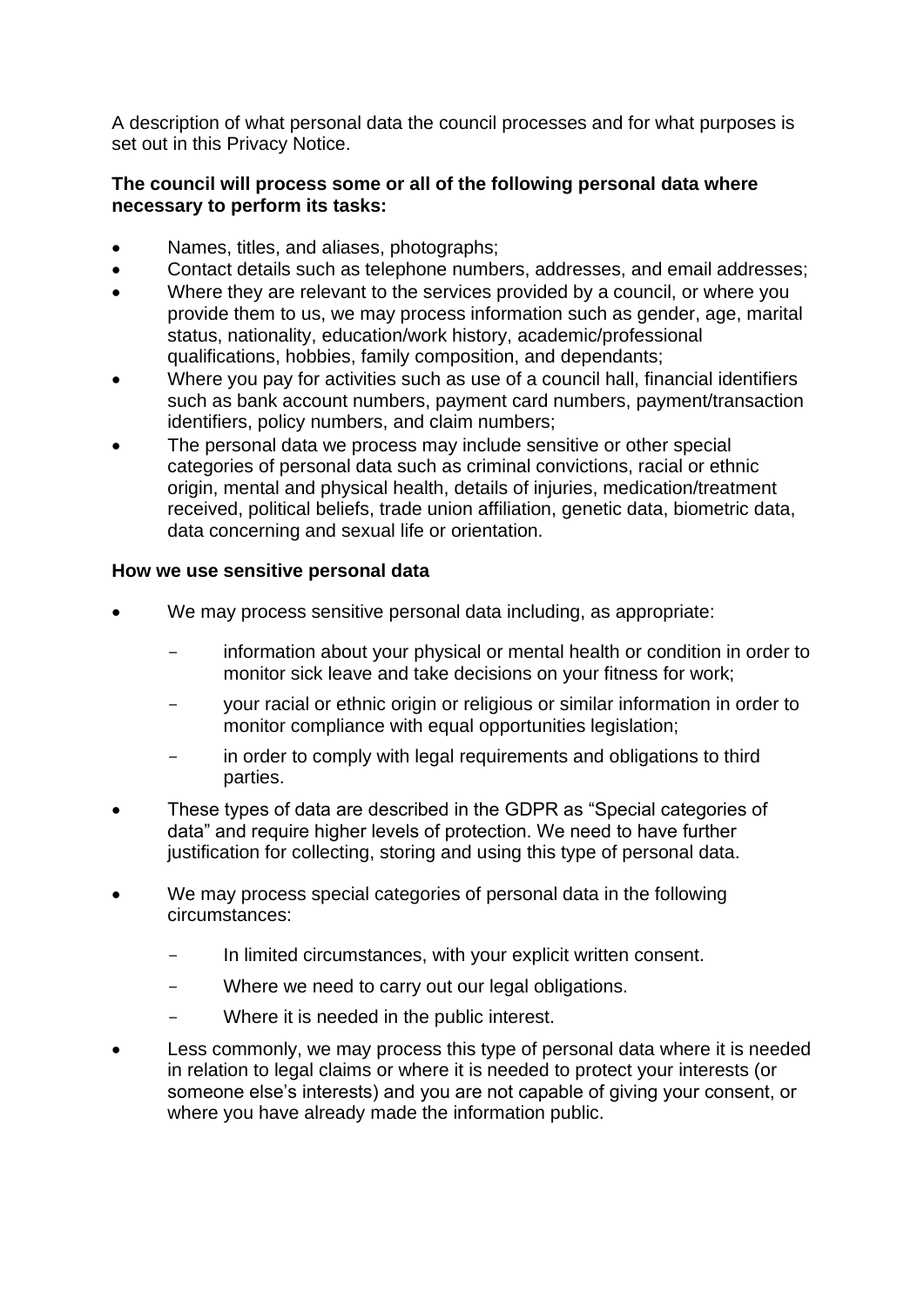A description of what personal data the council processes and for what purposes is set out in this Privacy Notice.

**The council will process some or all of the following personal data where necessary to perform its tasks:**

- Names, titles, and aliases, photographs;
- Contact details such as telephone numbers, addresses, and email addresses;
- Where they are relevant to the services provided by a council, or where you provide them to us, we may process information such as gender, age, marital status, nationality, education/work history, academic/professional qualifications, hobbies, family composition, and dependants;
- Where you pay for activities such as use of a council hall, financial identifiers such as bank account numbers, payment card numbers, payment/transaction identifiers, policy numbers, and claim numbers;
- The personal data we process may include sensitive or other special categories of personal data such as criminal convictions, racial or ethnic origin, mental and physical health, details of injuries, medication/treatment received, political beliefs, trade union affiliation, genetic data, biometric data, data concerning and sexual life or orientation.

**How we use sensitive personal data**

- We may process sensitive personal data including, as appropriate:
  - information about your physical or mental health or condition in order to monitor sick leave and take decisions on your fitness for work;
  - your racial or ethnic origin or religious or similar information in order to monitor compliance with equal opportunities legislation;
  - in order to comply with legal requirements and obligations to third parties.
- These types of data are described in the GDPR as "Special categories of data" and require higher levels of protection. We need to have further justification for collecting, storing and using this type of personal data.
- We may process special categories of personal data in the following circumstances:
  - In limited circumstances, with your explicit written consent.
  - Where we need to carry out our legal obligations.
  - Where it is needed in the public interest.
- Less commonly, we may process this type of personal data where it is needed in relation to legal claims or where it is needed to protect your interests (or someone else's interests) and you are not capable of giving your consent, or where you have already made the information public.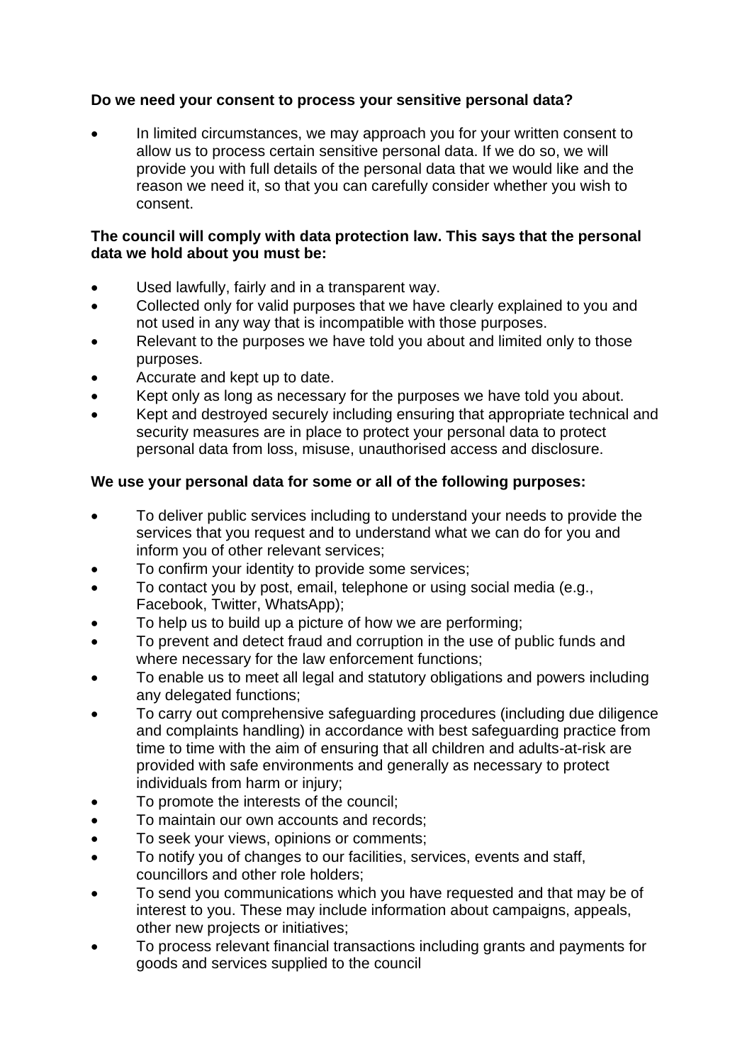**Do we need your consent to process your sensitive personal data?**

- In limited circumstances, we may approach you for your written consent to allow us to process certain sensitive personal data. If we do so, we will provide you with full details of the personal data that we would like and the reason we need it, so that you can carefully consider whether you wish to consent.

**The council will comply with data protection law. This says that the personal data we hold about you must be:**

- Used lawfully, fairly and in a transparent way.
- Collected only for valid purposes that we have clearly explained to you and not used in any way that is incompatible with those purposes.
- Relevant to the purposes we have told you about and limited only to those purposes.
- Accurate and kept up to date.
- Kept only as long as necessary for the purposes we have told you about.
- Kept and destroyed securely including ensuring that appropriate technical and security measures are in place to protect your personal data to protect personal data from loss, misuse, unauthorised access and disclosure.

**We use your personal data for some or all of the following purposes:**

- To deliver public services including to understand your needs to provide the services that you request and to understand what we can do for you and inform you of other relevant services;
- To confirm your identity to provide some services;
- To contact you by post, email, telephone or using social media (e.g., Facebook, Twitter, WhatsApp);
- To help us to build up a picture of how we are performing;
- To prevent and detect fraud and corruption in the use of public funds and where necessary for the law enforcement functions;
- To enable us to meet all legal and statutory obligations and powers including any delegated functions;
- To carry out comprehensive safeguarding procedures (including due diligence and complaints handling) in accordance with best safeguarding practice from time to time with the aim of ensuring that all children and adults-at-risk are provided with safe environments and generally as necessary to protect individuals from harm or injury;
- To promote the interests of the council;
- To maintain our own accounts and records;
- To seek your views, opinions or comments;
- To notify you of changes to our facilities, services, events and staff, councillors and other role holders;
- To send you communications which you have requested and that may be of interest to you. These may include information about campaigns, appeals, other new projects or initiatives;
- To process relevant financial transactions including grants and payments for goods and services supplied to the council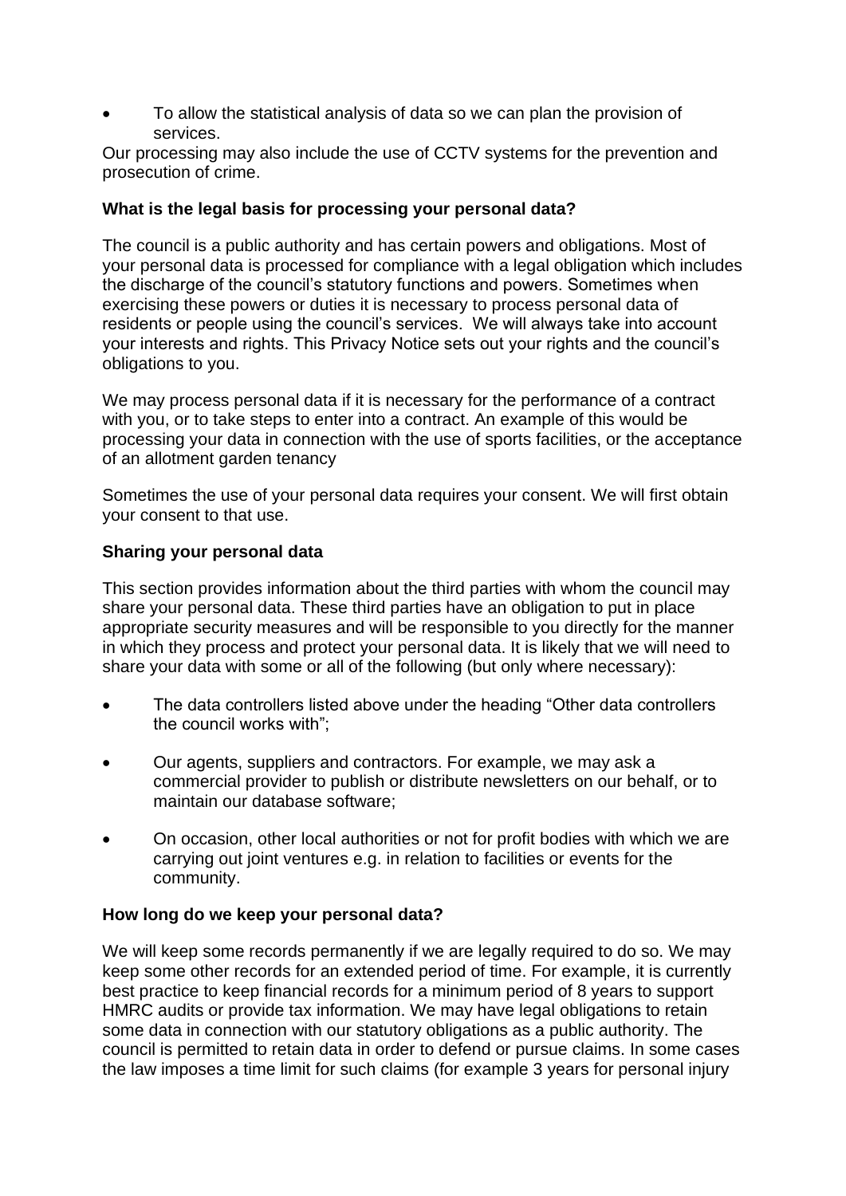- To allow the statistical analysis of data so we can plan the provision of services.

Our processing may also include the use of CCTV systems for the prevention and prosecution of crime.

**What is the legal basis for processing your personal data?**

The council is a public authority and has certain powers and obligations. Most of your personal data is processed for compliance with a legal obligation which includes the discharge of the council's statutory functions and powers. Sometimes when exercising these powers or duties it is necessary to process personal data of residents or people using the council's services. We will always take into account your interests and rights. This Privacy Notice sets out your rights and the council's obligations to you.

We may process personal data if it is necessary for the performance of a contract with you, or to take steps to enter into a contract. An example of this would be processing your data in connection with the use of sports facilities, or the acceptance of an allotment garden tenancy

Sometimes the use of your personal data requires your consent. We will first obtain your consent to that use.

**Sharing your personal data**

This section provides information about the third parties with whom the council may share your personal data. These third parties have an obligation to put in place appropriate security measures and will be responsible to you directly for the manner in which they process and protect your personal data. It is likely that we will need to share your data with some or all of the following (but only where necessary):

- The data controllers listed above under the heading "Other data controllers the council works with";
- Our agents, suppliers and contractors. For example, we may ask a commercial provider to publish or distribute newsletters on our behalf, or to maintain our database software;
- On occasion, other local authorities or not for profit bodies with which we are carrying out joint ventures e.g. in relation to facilities or events for the community.

**How long do we keep your personal data?**

We will keep some records permanently if we are legally required to do so. We may keep some other records for an extended period of time. For example, it is currently best practice to keep financial records for a minimum period of 8 years to support HMRC audits or provide tax information. We may have legal obligations to retain some data in connection with our statutory obligations as a public authority. The council is permitted to retain data in order to defend or pursue claims. In some cases the law imposes a time limit for such claims (for example 3 years for personal injury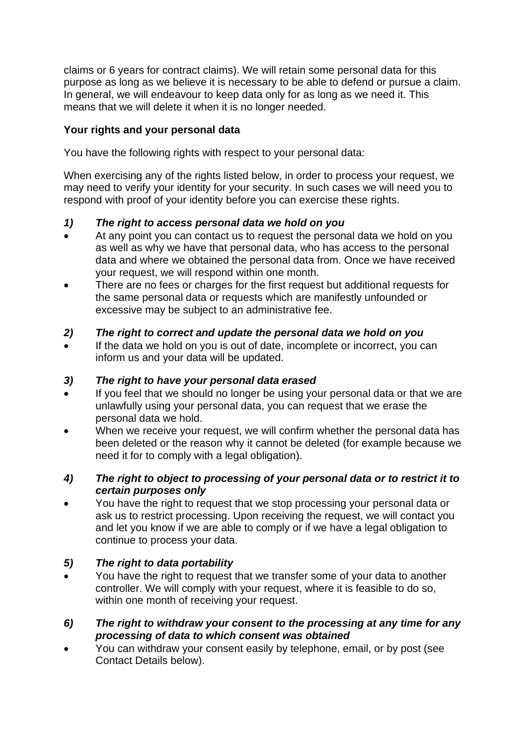claims or 6 years for contract claims). We will retain some personal data for this purpose as long as we believe it is necessary to be able to defend or pursue a claim. In general, we will endeavour to keep data only for as long as we need it. This means that we will delete it when it is no longer needed.

**Your rights and your personal data**

You have the following rights with respect to your personal data:

When exercising any of the rights listed below, in order to process your request, we may need to verify your identity for your security. In such cases we will need you to respond with proof of your identity before you can exercise these rights.

***1) The right to access personal data we hold on you***

- At any point you can contact us to request the personal data we hold on you as well as why we have that personal data, who has access to the personal data and where we obtained the personal data from. Once we have received your request, we will respond within one month.
- There are no fees or charges for the first request but additional requests for the same personal data or requests which are manifestly unfounded or excessive may be subject to an administrative fee.

***2) The right to correct and update the personal data we hold on you***

- If the data we hold on you is out of date, incomplete or incorrect, you can inform us and your data will be updated.

***3) The right to have your personal data erased***

- If you feel that we should no longer be using your personal data or that we are unlawfully using your personal data, you can request that we erase the personal data we hold.
- When we receive your request, we will confirm whether the personal data has been deleted or the reason why it cannot be deleted (for example because we need it for to comply with a legal obligation).

***4) The right to object to processing of your personal data or to restrict it to certain purposes only***

- You have the right to request that we stop processing your personal data or ask us to restrict processing. Upon receiving the request, we will contact you and let you know if we are able to comply or if we have a legal obligation to continue to process your data.

***5) The right to data portability***

- You have the right to request that we transfer some of your data to another controller. We will comply with your request, where it is feasible to do so, within one month of receiving your request.

***6) The right to withdraw your consent to the processing at any time for any processing of data to which consent was obtained***

- You can withdraw your consent easily by telephone, email, or by post (see Contact Details below).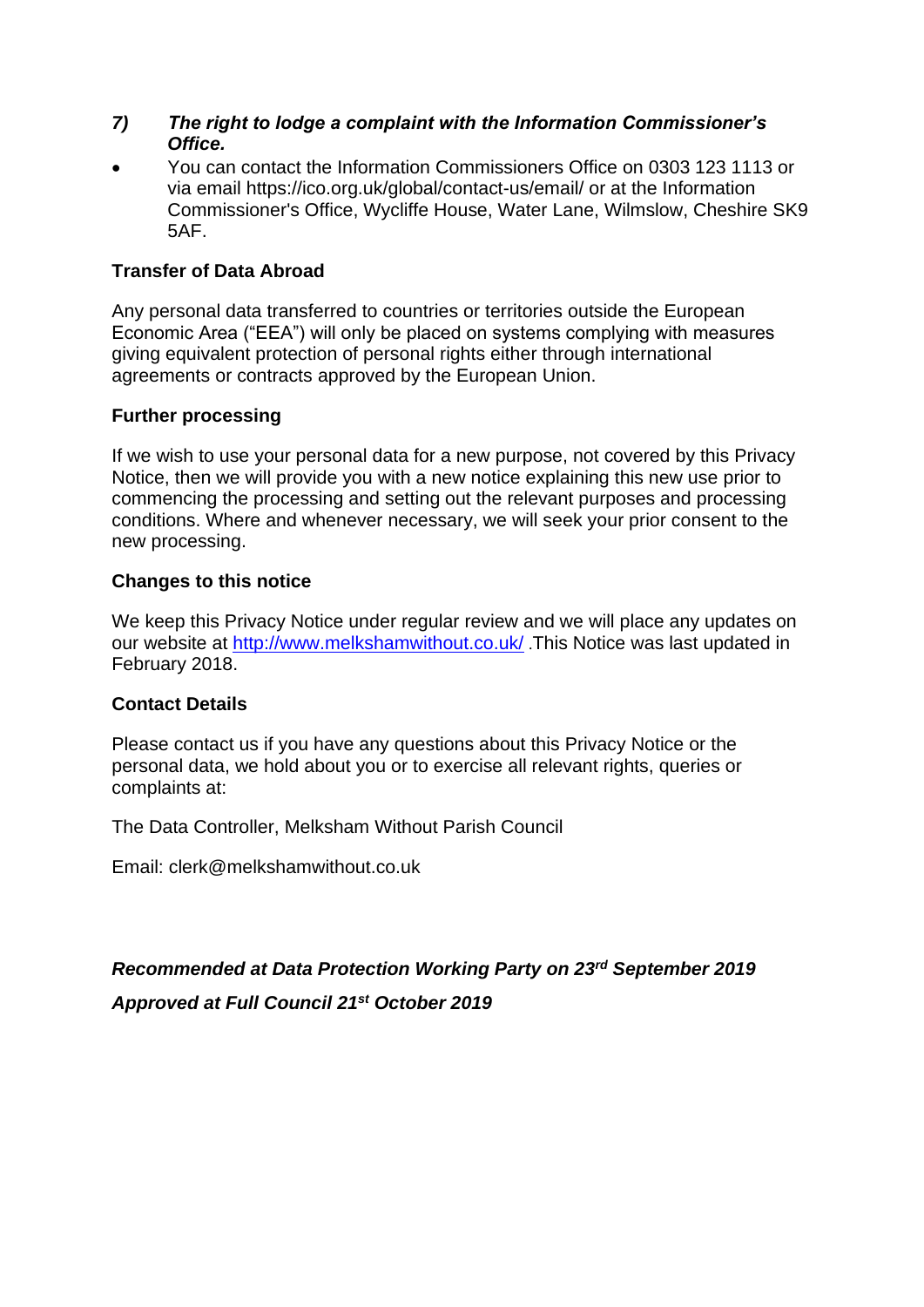***7) The right to lodge a complaint with the Information Commissioner's Office.***

- You can contact the Information Commissioners Office on 0303 123 1113 or via email https://ico.org.uk/global/contact-us/email/ or at the Information Commissioner's Office, Wycliffe House, Water Lane, Wilmslow, Cheshire SK9 5AF.

**Transfer of Data Abroad**

Any personal data transferred to countries or territories outside the European Economic Area ("EEA") will only be placed on systems complying with measures giving equivalent protection of personal rights either through international agreements or contracts approved by the European Union.

**Further processing**

If we wish to use your personal data for a new purpose, not covered by this Privacy Notice, then we will provide you with a new notice explaining this new use prior to commencing the processing and setting out the relevant purposes and processing conditions. Where and whenever necessary, we will seek your prior consent to the new processing.

**Changes to this notice**

We keep this Privacy Notice under regular review and we will place any updates on our website at http://www.melkshamwithout.co.uk/ .This Notice was last updated in February 2018.

**Contact Details**

Please contact us if you have any questions about this Privacy Notice or the personal data, we hold about you or to exercise all relevant rights, queries or complaints at:

The Data Controller, Melksham Without Parish Council

Email: clerk@melkshamwithout.co.uk

***Recommended at Data Protection Working Party on 23rd September 2019***

***Approved at Full Council 21st October 2019***